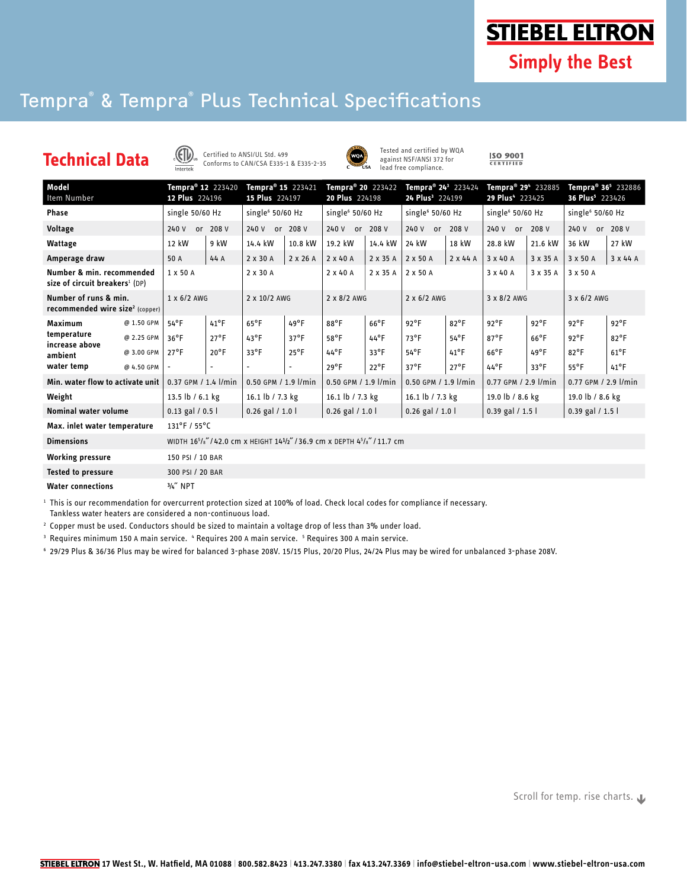STIEBEL ELTRON

Simply the Best

# Tempra® & Tempra® Plus Technical Specifications

## Technical Data

Certified to ANSI/UL Std. 499
Conforms to CAN/CSA E335-1 & E335-2-35

Tested and certified by WQA against NSF/ANSI 372 for lead free compliance.

ISO 9001 CERTIFIED

| Model<br>Item Number | | Tempra® 12 223420<br>12 Plus 224196 | | Tempra® 15 223421<br>15 Plus 224197 | | Tempra® 20 223422<br>20 Plus 224198 | | Tempra® 24[3] 223424<br>24 Plus[3] 224199 | | Tempra® 29[4] 232885<br>29 Plus[4] 223425 | | Tempra® 36[5] 232886<br>36 Plus[5] 223426 | |
|---|---|---|---|---|---|---|---|---|---|---|---|---|---|
| Phase | | single 50/60 Hz | | single[6] 50/60 Hz | | single[6] 50/60 Hz | | single[6] 50/60 Hz | | single[6] 50/60 Hz | | single[6] 50/60 Hz | |
| Voltage | | 240 V | or 208 V | 240 V | or 208 V | 240 V | or 208 V | 240 V | or 208 V | 240 V | or 208 V | 240 V | or 208 V |
| Wattage | | 12 kW | 9 kW | 14.4 kW | 10.8 kW | 19.2 kW | 14.4 kW | 24 kW | 18 kW | 28.8 kW | 21.6 kW | 36 kW | 27 kW |
| Amperage draw | | 50 A | 44 A | 2 x 30 A | 2 x 26 A | 2 x 40 A | 2 x 35 A | 2 x 50 A | 2 x 44 A | 3 x 40 A | 3 x 35 A | 3 x 50 A | 3 x 44 A |
| Number & min. recommended size of circuit breakers[1] (DP) | | 1 x 50 A | | 2 x 30 A | | 2 x 40 A | 2 x 35 A | 2 x 50 A | | 3 x 40 A | 3 x 35 A | 3 x 50 A | |
| Number of runs & min. recommended wire size[2] (copper) | | 1 x 6/2 AWG | | 2 x 10/2 AWG | | 2 x 8/2 AWG | | 2 x 6/2 AWG | | 3 x 8/2 AWG | | 3 x 6/2 AWG | |
| Maximum temperature increase above ambient water temp | @ 1.50 GPM | 54°F | 41°F | 65°F | 49°F | 88°F | 66°F | 92°F | 82°F | 92°F | 92°F | 92°F | 92°F |
| | @ 2.25 GPM | 36°F | 27°F | 43°F | 37°F | 58°F | 44°F | 73°F | 54°F | 87°F | 66°F | 92°F | 82°F |
| | @ 3.00 GPM | 27°F | 20°F | 33°F | 25°F | 44°F | 33°F | 54°F | 41°F | 66°F | 49°F | 82°F | 61°F |
| | @ 4.50 GPM | - | - | - | - | 29°F | 22°F | 37°F | 27°F | 44°F | 33°F | 55°F | 41°F |
| Min. water flow to activate unit | | 0.37 GPM / 1.4 l/min | | 0.50 GPM / 1.9 l/min | | 0.50 GPM / 1.9 l/min | | 0.50 GPM / 1.9 l/min | | 0.77 GPM / 2.9 l/min | | 0.77 GPM / 2.9 l/min | |
| Weight | | 13.5 lb / 6.1 kg | | 16.1 lb / 7.3 kg | | 16.1 lb / 7.3 kg | | 16.1 lb / 7.3 kg | | 19.0 lb / 8.6 kg | | 19.0 lb / 8.6 kg | |
| Nominal water volume | | 0.13 gal / 0.5 l | | 0.26 gal / 1.0 l | | 0.26 gal / 1.0 l | | 0.26 gal / 1.0 l | | 0.39 gal / 1.5 l | | 0.39 gal / 1.5 l | |
| Max. inlet water temperature | | 131°F / 55°C | | | | | | | | | | | |
| Dimensions | | WIDTH 16⁵/₈" / 42.0 cm x HEIGHT 14½" / 36.9 cm x DEPTH 4⁵/₈" / 11.7 cm | | | | | | | | | | | |
| Working pressure | | 150 PSI / 10 BAR | | | | | | | | | | | |
| Tested to pressure | | 300 PSI / 20 BAR | | | | | | | | | | | |
| Water connections | | ¾" NPT | | | | | | | | | | | |

[1] This is our recommendation for overcurrent protection sized at 100% of load. Check local codes for compliance if necessary. Tankless water heaters are considered a non-continuous load.

[2] Copper must be used. Conductors should be sized to maintain a voltage drop of less than 3% under load.

[3] Requires minimum 150 A main service. [4] Requires 200 A main service. [5] Requires 300 A main service.

[6] 29/29 Plus & 36/36 Plus may be wired for balanced 3-phase 208V. 15/15 Plus, 20/20 Plus, 24/24 Plus may be wired for unbalanced 3-phase 208V.

Scroll for temp. rise charts.

STIEBEL ELTRON 17 West St., W. Hatfield, MA 01088 | 800.582.8423 | 413.247.3380 | fax 413.247.3369 | info@stiebel-eltron-usa.com | www.stiebel-eltron-usa.com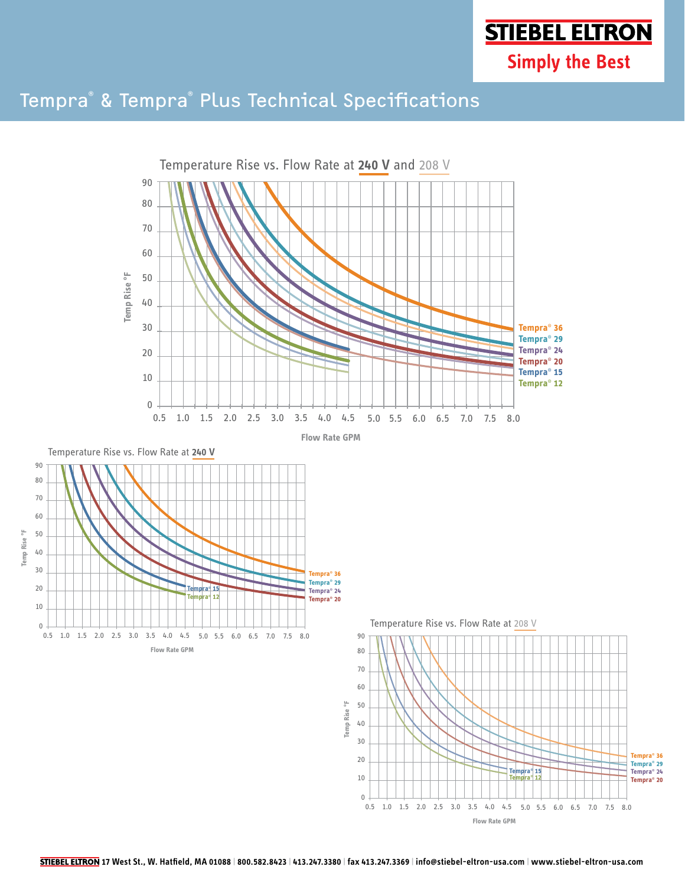STIEBEL ELTRON

Simply the Best

# Tempra® & Tempra® Plus Technical Specifications

Temperature Rise vs. Flow Rate at **240 V** and 208 V

Temp Rise °F

90
80
70
60
50
40
30
20
10
0

0.5 1.0 1.5 2.0 2.5 3.0 3.5 4.0 4.5 5.0 5.5 6.0 6.5 7.0 7.5 8.0

Flow Rate GPM

Tempra® 36
Tempra® 29
Tempra® 24
Tempra® 20
Tempra® 15
Tempra® 12

Temperature Rise vs. Flow Rate at **240 V**

Temp Rise °F

90
80
70
60
50
40
30
20
10
0

0.5 1.0 1.5 2.0 2.5 3.0 3.5 4.0 4.5 5.0 5.5 6.0 6.5 7.0 7.5 8.0

Flow Rate GPM

Tempra® 36
Tempra® 29
Tempra® 24
Tempra® 20
Tempra® 15
Tempra® 12

Temperature Rise vs. Flow Rate at 208 V

Temp Rise °F

90
80
70
60
50
40
30
20
10
0

0.5 1.0 1.5 2.0 2.5 3.0 3.5 4.0 4.5 5.0 5.5 6.0 6.5 7.0 7.5 8.0

Flow Rate GPM

Tempra® 36
Tempra® 29
Tempra® 24
Tempra® 20
Tempra® 15
Tempra® 12

**STIEBEL ELTRON 17 West St., W. Hatfield, MA 01088 | 800.582.8423 | 413.247.3380 | fax 413.247.3369 | info@stiebel-eltron-usa.com | www.stiebel-eltron-usa.com**